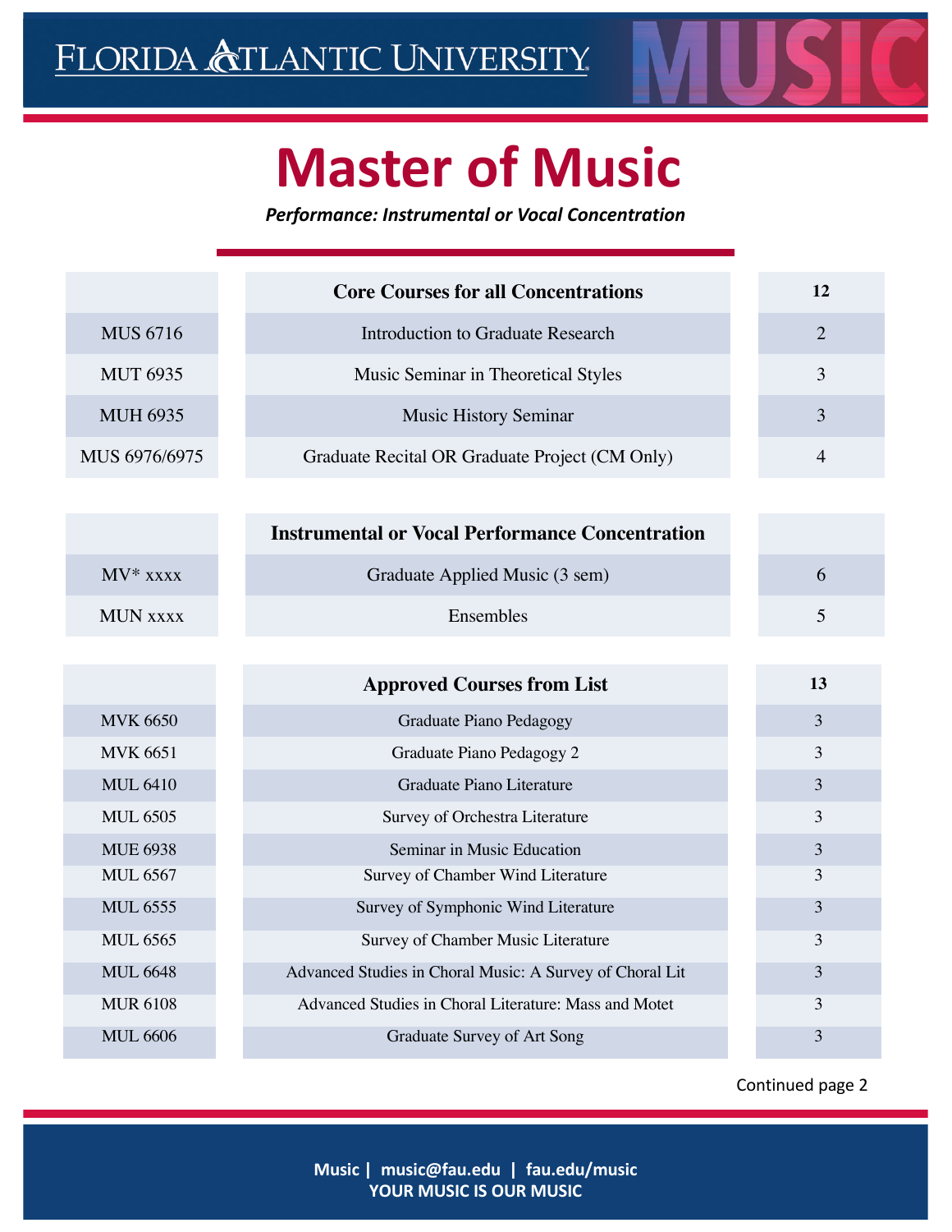FLORIDA ATLANTIC UNIVERSITY MUSIC

# Master of Music

***Performance: Instrumental or Vocal Concentration***

| | **Core Courses for all Concentrations** | **12** |
|---|---|---|
| MUS 6716 | Introduction to Graduate Research | 2 |
| MUT 6935 | Music Seminar in Theoretical Styles | 3 |
| MUH 6935 | Music History Seminar | 3 |
| MUS 6976/6975 | Graduate Recital OR Graduate Project (CM Only) | 4 |

| | **Instrumental or Vocal Performance Concentration** | |
|---|---|---|
| MV* xxxx | Graduate Applied Music (3 sem) | 6 |
| MUN xxxx | Ensembles | 5 |

| | **Approved Courses from List** | **13** |
|---|---|---|
| MVK 6650 | Graduate Piano Pedagogy | 3 |
| MVK 6651 | Graduate Piano Pedagogy 2 | 3 |
| MUL 6410 | Graduate Piano Literature | 3 |
| MUL 6505 | Survey of Orchestra Literature | 3 |
| MUE 6938 | Seminar in Music Education | 3 |
| MUL 6567 | Survey of Chamber Wind Literature | 3 |
| MUL 6555 | Survey of Symphonic Wind Literature | 3 |
| MUL 6565 | Survey of Chamber Music Literature | 3 |
| MUL 6648 | Advanced Studies in Choral Music: A Survey of Choral Lit | 3 |
| MUR 6108 | Advanced Studies in Choral Literature: Mass and Motet | 3 |
| MUL 6606 | Graduate Survey of Art Song | 3 |

Continued page 2

Music | music@fau.edu | fau.edu/music
YOUR MUSIC IS OUR MUSIC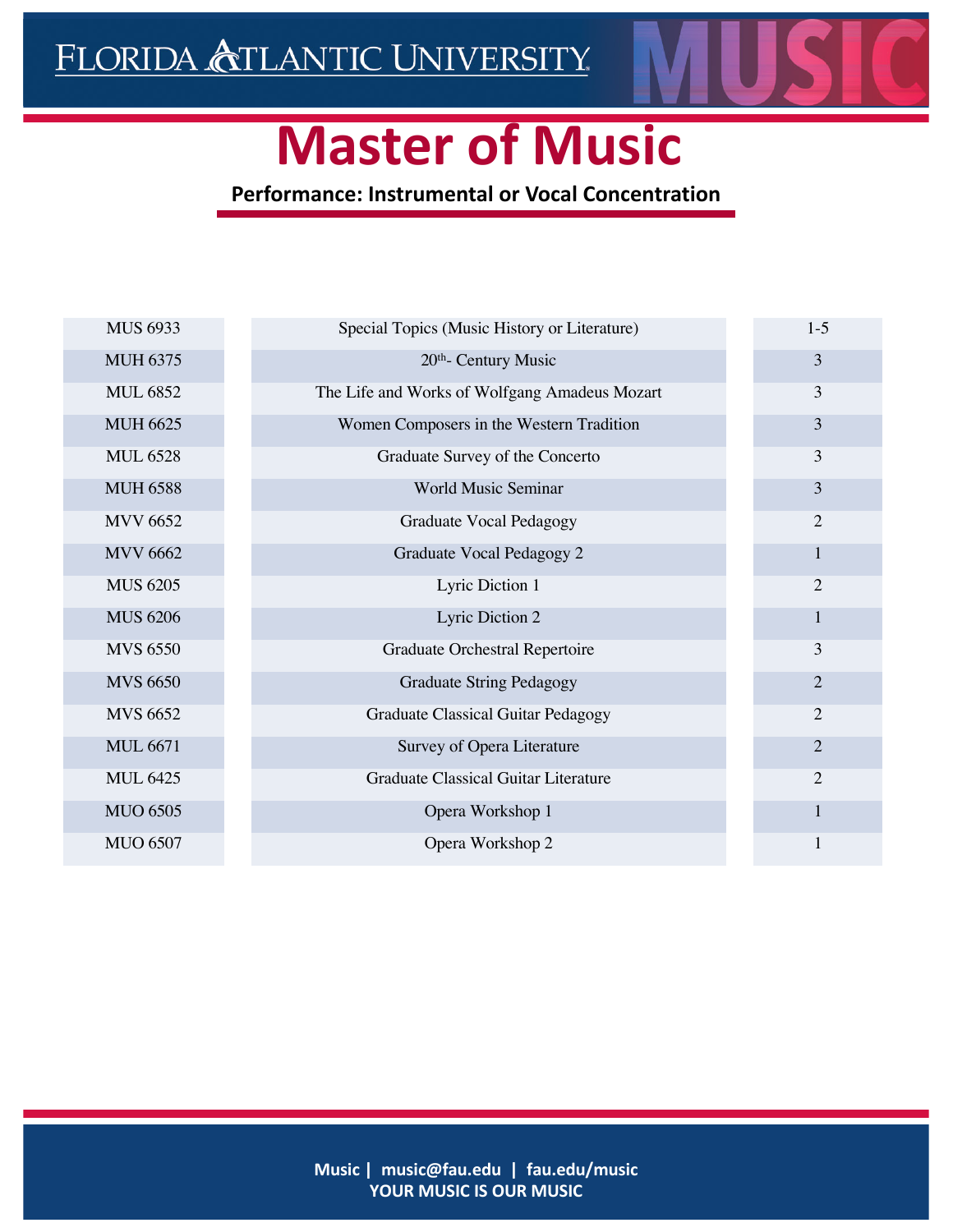# Master of Music

**Performance: Instrumental or Vocal Concentration**

| | | |
|---|---|---|
| MUS 6933 | Special Topics (Music History or Literature) | 1-5 |
| MUH 6375 | 20th- Century Music | 3 |
| MUL 6852 | The Life and Works of Wolfgang Amadeus Mozart | 3 |
| MUH 6625 | Women Composers in the Western Tradition | 3 |
| MUL 6528 | Graduate Survey of the Concerto | 3 |
| MUH 6588 | World Music Seminar | 3 |
| MVV 6652 | Graduate Vocal Pedagogy | 2 |
| MVV 6662 | Graduate Vocal Pedagogy 2 | 1 |
| MUS 6205 | Lyric Diction 1 | 2 |
| MUS 6206 | Lyric Diction 2 | 1 |
| MVS 6550 | Graduate Orchestral Repertoire | 3 |
| MVS 6650 | Graduate String Pedagogy | 2 |
| MVS 6652 | Graduate Classical Guitar Pedagogy | 2 |
| MUL 6671 | Survey of Opera Literature | 2 |
| MUL 6425 | Graduate Classical Guitar Literature | 2 |
| MUO 6505 | Opera Workshop 1 | 1 |
| MUO 6507 | Opera Workshop 2 | 1 |

**Music | music@fau.edu | fau.edu/music**
**YOUR MUSIC IS OUR MUSIC**